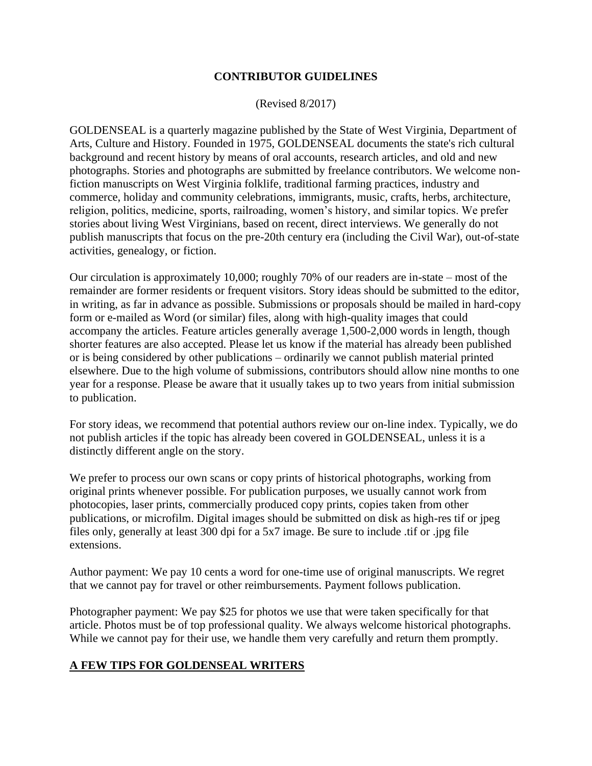# CONTRIBUTOR GUIDELINES

(Revised 8/2017)

GOLDENSEAL is a quarterly magazine published by the State of West Virginia, Department of Arts, Culture and History. Founded in 1975, GOLDENSEAL documents the state's rich cultural background and recent history by means of oral accounts, research articles, and old and new photographs. Stories and photographs are submitted by freelance contributors. We welcome non-fiction manuscripts on West Virginia folklife, traditional farming practices, industry and commerce, holiday and community celebrations, immigrants, music, crafts, herbs, architecture, religion, politics, medicine, sports, railroading, women's history, and similar topics. We prefer stories about living West Virginians, based on recent, direct interviews. We generally do not publish manuscripts that focus on the pre-20th century era (including the Civil War), out-of-state activities, genealogy, or fiction.

Our circulation is approximately 10,000; roughly 70% of our readers are in-state – most of the remainder are former residents or frequent visitors. Story ideas should be submitted to the editor, in writing, as far in advance as possible. Submissions or proposals should be mailed in hard-copy form or e-mailed as Word (or similar) files, along with high-quality images that could accompany the articles. Feature articles generally average 1,500-2,000 words in length, though shorter features are also accepted. Please let us know if the material has already been published or is being considered by other publications – ordinarily we cannot publish material printed elsewhere. Due to the high volume of submissions, contributors should allow nine months to one year for a response. Please be aware that it usually takes up to two years from initial submission to publication.

For story ideas, we recommend that potential authors review our on-line index. Typically, we do not publish articles if the topic has already been covered in GOLDENSEAL, unless it is a distinctly different angle on the story.

We prefer to process our own scans or copy prints of historical photographs, working from original prints whenever possible. For publication purposes, we usually cannot work from photocopies, laser prints, commercially produced copy prints, copies taken from other publications, or microfilm. Digital images should be submitted on disk as high-res tif or jpeg files only, generally at least 300 dpi for a 5x7 image. Be sure to include .tif or .jpg file extensions.

Author payment: We pay 10 cents a word for one-time use of original manuscripts. We regret that we cannot pay for travel or other reimbursements. Payment follows publication.

Photographer payment: We pay $25 for photos we use that were taken specifically for that article. Photos must be of top professional quality. We always welcome historical photographs. While we cannot pay for their use, we handle them very carefully and return them promptly.

## A FEW TIPS FOR GOLDENSEAL WRITERS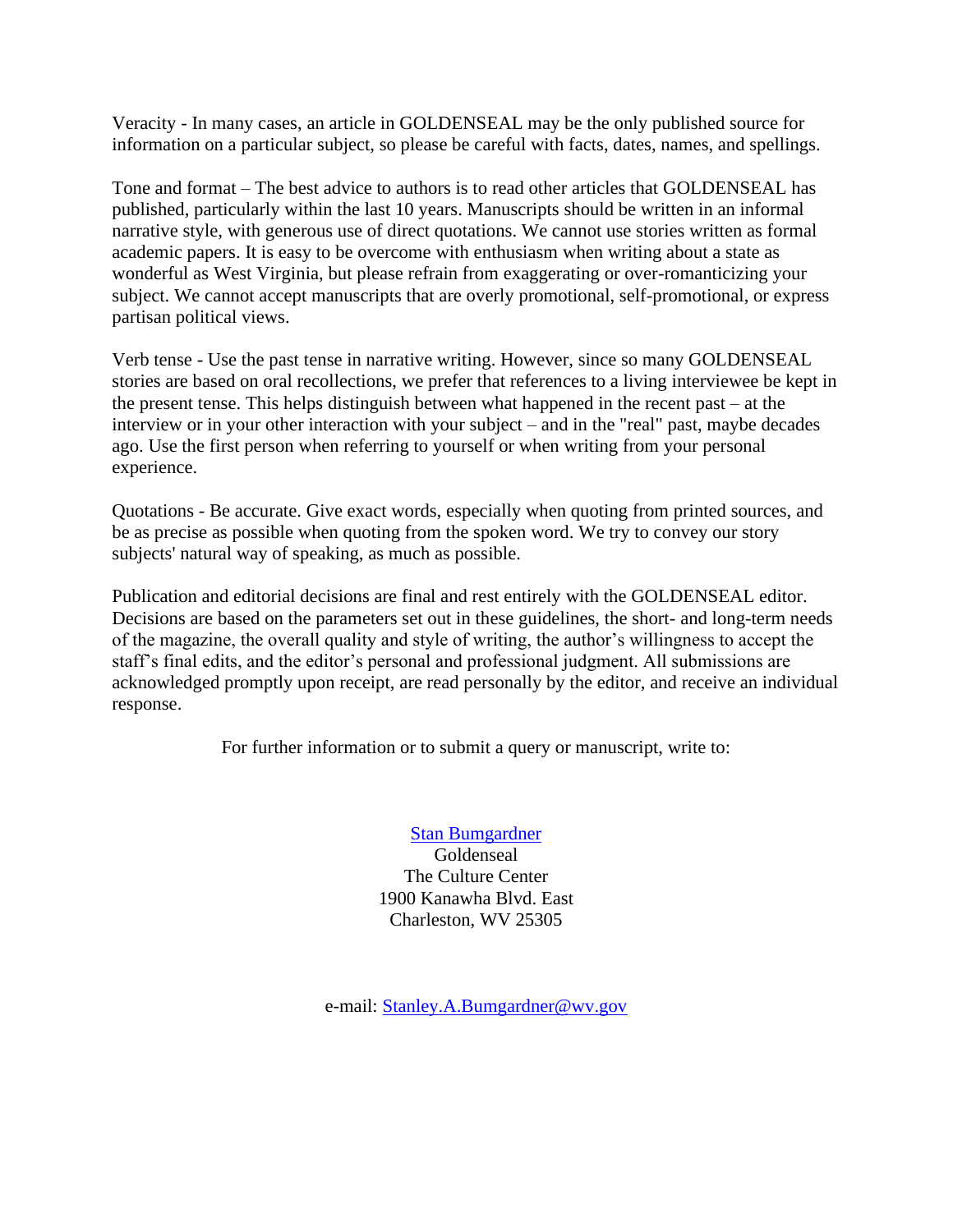Veracity - In many cases, an article in GOLDENSEAL may be the only published source for information on a particular subject, so please be careful with facts, dates, names, and spellings.

Tone and format – The best advice to authors is to read other articles that GOLDENSEAL has published, particularly within the last 10 years. Manuscripts should be written in an informal narrative style, with generous use of direct quotations. We cannot use stories written as formal academic papers. It is easy to be overcome with enthusiasm when writing about a state as wonderful as West Virginia, but please refrain from exaggerating or over-romanticizing your subject. We cannot accept manuscripts that are overly promotional, self-promotional, or express partisan political views.

Verb tense - Use the past tense in narrative writing. However, since so many GOLDENSEAL stories are based on oral recollections, we prefer that references to a living interviewee be kept in the present tense. This helps distinguish between what happened in the recent past – at the interview or in your other interaction with your subject – and in the "real" past, maybe decades ago. Use the first person when referring to yourself or when writing from your personal experience.

Quotations - Be accurate. Give exact words, especially when quoting from printed sources, and be as precise as possible when quoting from the spoken word. We try to convey our story subjects' natural way of speaking, as much as possible.

Publication and editorial decisions are final and rest entirely with the GOLDENSEAL editor. Decisions are based on the parameters set out in these guidelines, the short- and long-term needs of the magazine, the overall quality and style of writing, the author's willingness to accept the staff's final edits, and the editor's personal and professional judgment. All submissions are acknowledged promptly upon receipt, are read personally by the editor, and receive an individual response.

For further information or to submit a query or manuscript, write to:

Stan Bumgardner
Goldenseal
The Culture Center
1900 Kanawha Blvd. East
Charleston, WV 25305

e-mail: Stanley.A.Bumgardner@wv.gov